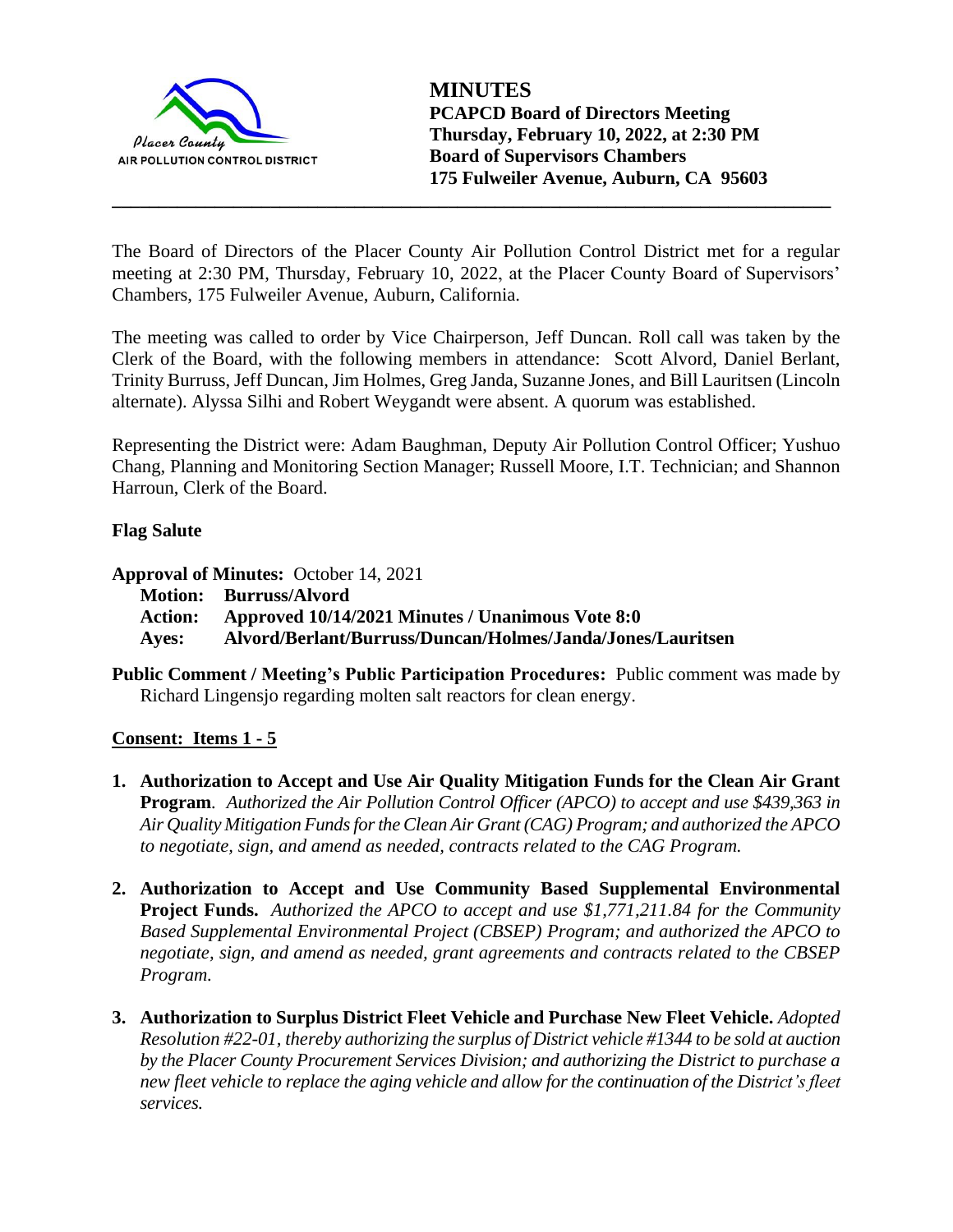Placer County AIR POLLUTION CONTROL DISTRICT

# MINUTES

**PCAPCD Board of Directors Meeting**
**Thursday, February 10, 2022, at 2:30 PM**
**Board of Supervisors Chambers**
**175 Fulweiler Avenue, Auburn, CA 95603**

---

The Board of Directors of the Placer County Air Pollution Control District met for a regular meeting at 2:30 PM, Thursday, February 10, 2022, at the Placer County Board of Supervisors' Chambers, 175 Fulweiler Avenue, Auburn, California.

The meeting was called to order by Vice Chairperson, Jeff Duncan. Roll call was taken by the Clerk of the Board, with the following members in attendance: Scott Alvord, Daniel Berlant, Trinity Burruss, Jeff Duncan, Jim Holmes, Greg Janda, Suzanne Jones, and Bill Lauritsen (Lincoln alternate). Alyssa Silhi and Robert Weygandt were absent. A quorum was established.

Representing the District were: Adam Baughman, Deputy Air Pollution Control Officer; Yushuo Chang, Planning and Monitoring Section Manager; Russell Moore, I.T. Technician; and Shannon Harroun, Clerk of the Board.

**Flag Salute**

**Approval of Minutes:** October 14, 2021

**Motion:** **Burruss/Alvord**
**Action:** **Approved 10/14/2021 Minutes / Unanimous Vote 8:0**
**Ayes:** **Alvord/Berlant/Burruss/Duncan/Holmes/Janda/Jones/Lauritsen**

**Public Comment / Meeting's Public Participation Procedures:** Public comment was made by Richard Lingensjo regarding molten salt reactors for clean energy.

**Consent: Items 1 - 5**

1. **Authorization to Accept and Use Air Quality Mitigation Funds for the Clean Air Grant Program**. *Authorized the Air Pollution Control Officer (APCO) to accept and use $439,363 in Air Quality Mitigation Funds for the Clean Air Grant (CAG) Program; and authorized the APCO to negotiate, sign, and amend as needed, contracts related to the CAG Program.*

2. **Authorization to Accept and Use Community Based Supplemental Environmental Project Funds.** *Authorized the APCO to accept and use $1,771,211.84 for the Community Based Supplemental Environmental Project (CBSEP) Program; and authorized the APCO to negotiate, sign, and amend as needed, grant agreements and contracts related to the CBSEP Program.*

3. **Authorization to Surplus District Fleet Vehicle and Purchase New Fleet Vehicle.** *Adopted Resolution #22-01, thereby authorizing the surplus of District vehicle #1344 to be sold at auction by the Placer County Procurement Services Division; and authorizing the District to purchase a new fleet vehicle to replace the aging vehicle and allow for the continuation of the District's fleet services.*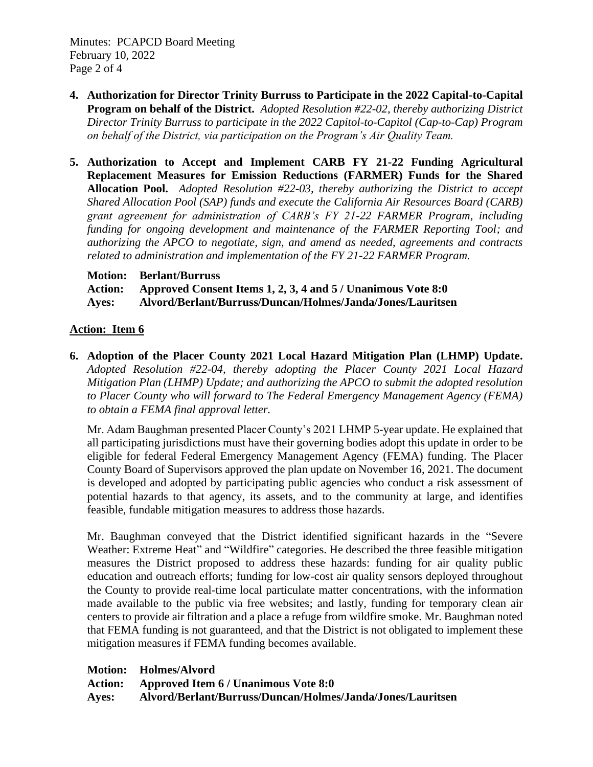4. **Authorization for Director Trinity Burruss to Participate in the 2022 Capital-to-Capital Program on behalf of the District.** *Adopted Resolution #22-02, thereby authorizing District Director Trinity Burruss to participate in the 2022 Capitol-to-Capitol (Cap-to-Cap) Program on behalf of the District, via participation on the Program's Air Quality Team.*

5. **Authorization to Accept and Implement CARB FY 21-22 Funding Agricultural Replacement Measures for Emission Reductions (FARMER) Funds for the Shared Allocation Pool.** *Adopted Resolution #22-03, thereby authorizing the District to accept Shared Allocation Pool (SAP) funds and execute the California Air Resources Board (CARB) grant agreement for administration of CARB's FY 21-22 FARMER Program, including funding for ongoing development and maintenance of the FARMER Reporting Tool; and authorizing the APCO to negotiate, sign, and amend as needed, agreements and contracts related to administration and implementation of the FY 21-22 FARMER Program.*

   **Motion: Berlant/Burruss**
   **Action: Approved Consent Items 1, 2, 3, 4 and 5 / Unanimous Vote 8:0**
   **Ayes: Alvord/Berlant/Burruss/Duncan/Holmes/Janda/Jones/Lauritsen**

## Action: Item 6

6. **Adoption of the Placer County 2021 Local Hazard Mitigation Plan (LHMP) Update.** *Adopted Resolution #22-04, thereby adopting the Placer County 2021 Local Hazard Mitigation Plan (LHMP) Update; and authorizing the APCO to submit the adopted resolution to Placer County who will forward to The Federal Emergency Management Agency (FEMA) to obtain a FEMA final approval letter.*

   Mr. Adam Baughman presented Placer County's 2021 LHMP 5-year update. He explained that all participating jurisdictions must have their governing bodies adopt this update in order to be eligible for federal Federal Emergency Management Agency (FEMA) funding. The Placer County Board of Supervisors approved the plan update on November 16, 2021. The document is developed and adopted by participating public agencies who conduct a risk assessment of potential hazards to that agency, its assets, and to the community at large, and identifies feasible, fundable mitigation measures to address those hazards.

   Mr. Baughman conveyed that the District identified significant hazards in the "Severe Weather: Extreme Heat" and "Wildfire" categories. He described the three feasible mitigation measures the District proposed to address these hazards: funding for air quality public education and outreach efforts; funding for low-cost air quality sensors deployed throughout the County to provide real-time local particulate matter concentrations, with the information made available to the public via free websites; and lastly, funding for temporary clean air centers to provide air filtration and a place a refuge from wildfire smoke. Mr. Baughman noted that FEMA funding is not guaranteed, and that the District is not obligated to implement these mitigation measures if FEMA funding becomes available.

   **Motion: Holmes/Alvord**
   **Action: Approved Item 6 / Unanimous Vote 8:0**
   **Ayes: Alvord/Berlant/Burruss/Duncan/Holmes/Janda/Jones/Lauritsen**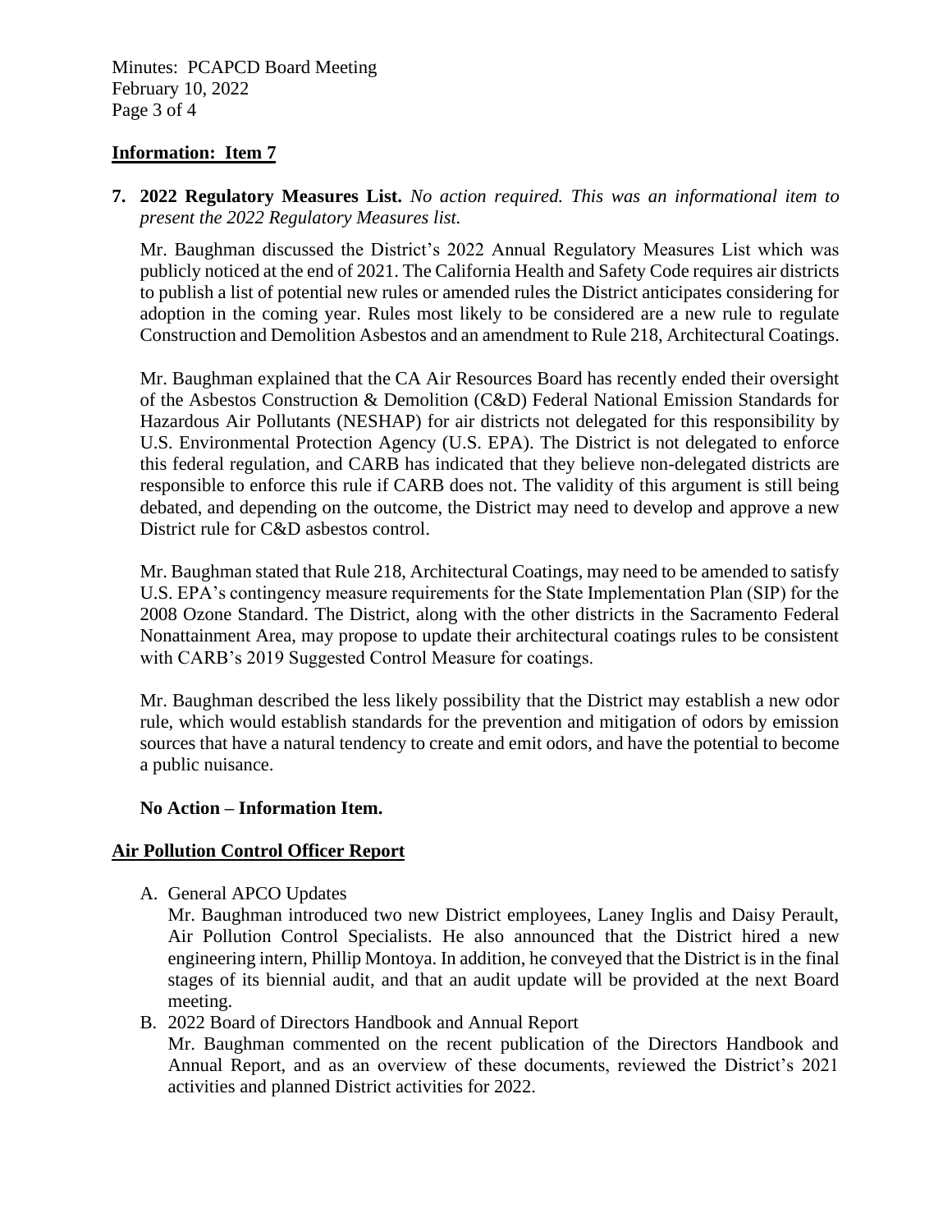## Information: Item 7

**7. 2022 Regulatory Measures List.** *No action required. This was an informational item to present the 2022 Regulatory Measures list.*

Mr. Baughman discussed the District's 2022 Annual Regulatory Measures List which was publicly noticed at the end of 2021. The California Health and Safety Code requires air districts to publish a list of potential new rules or amended rules the District anticipates considering for adoption in the coming year. Rules most likely to be considered are a new rule to regulate Construction and Demolition Asbestos and an amendment to Rule 218, Architectural Coatings.

Mr. Baughman explained that the CA Air Resources Board has recently ended their oversight of the Asbestos Construction & Demolition (C&D) Federal National Emission Standards for Hazardous Air Pollutants (NESHAP) for air districts not delegated for this responsibility by U.S. Environmental Protection Agency (U.S. EPA). The District is not delegated to enforce this federal regulation, and CARB has indicated that they believe non-delegated districts are responsible to enforce this rule if CARB does not. The validity of this argument is still being debated, and depending on the outcome, the District may need to develop and approve a new District rule for C&D asbestos control.

Mr. Baughman stated that Rule 218, Architectural Coatings, may need to be amended to satisfy U.S. EPA's contingency measure requirements for the State Implementation Plan (SIP) for the 2008 Ozone Standard. The District, along with the other districts in the Sacramento Federal Nonattainment Area, may propose to update their architectural coatings rules to be consistent with CARB's 2019 Suggested Control Measure for coatings.

Mr. Baughman described the less likely possibility that the District may establish a new odor rule, which would establish standards for the prevention and mitigation of odors by emission sources that have a natural tendency to create and emit odors, and have the potential to become a public nuisance.

**No Action – Information Item.**

## Air Pollution Control Officer Report

A. General APCO Updates
   Mr. Baughman introduced two new District employees, Laney Inglis and Daisy Perault, Air Pollution Control Specialists. He also announced that the District hired a new engineering intern, Phillip Montoya. In addition, he conveyed that the District is in the final stages of its biennial audit, and that an audit update will be provided at the next Board meeting.

B. 2022 Board of Directors Handbook and Annual Report
   Mr. Baughman commented on the recent publication of the Directors Handbook and Annual Report, and as an overview of these documents, reviewed the District's 2021 activities and planned District activities for 2022.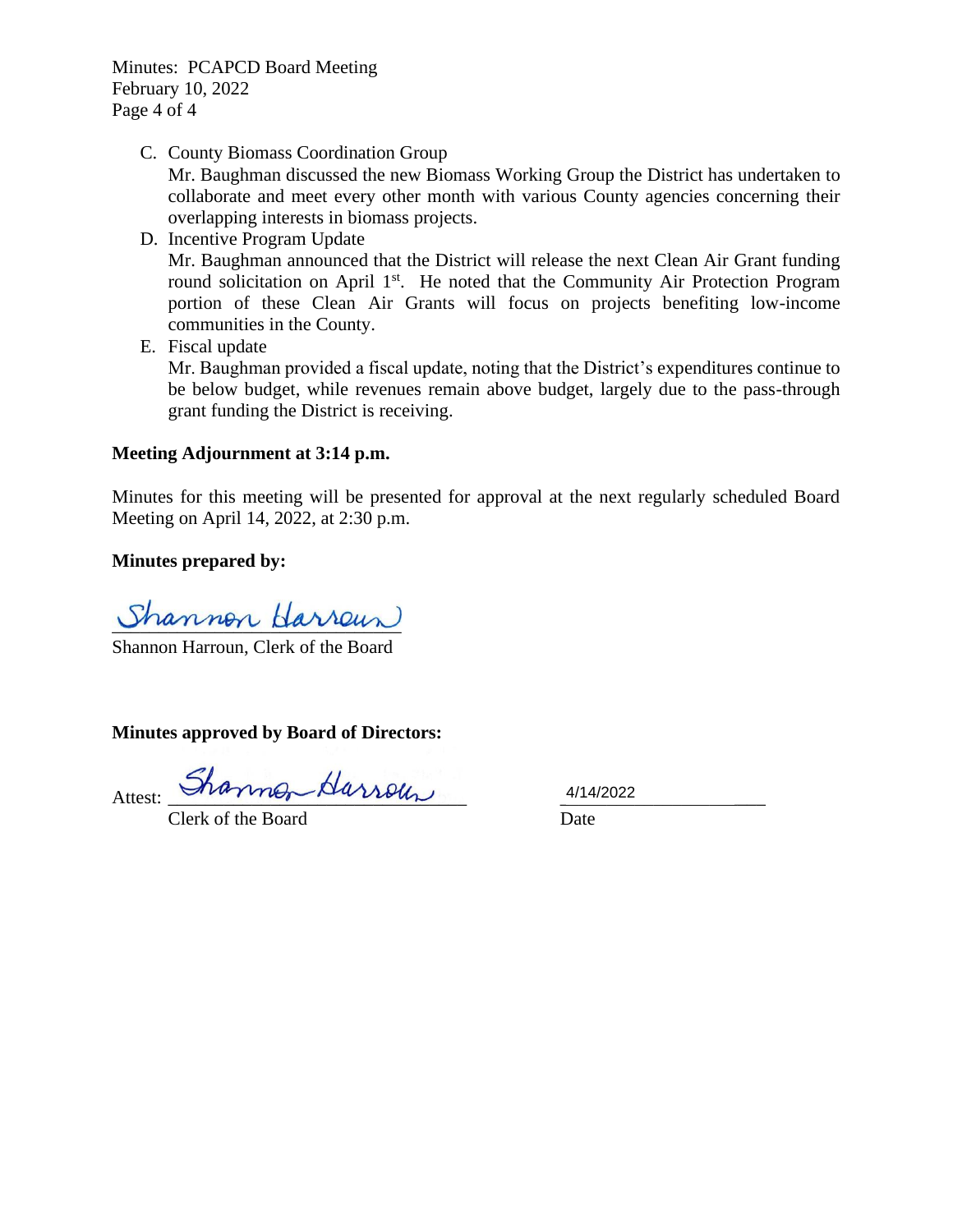C. County Biomass Coordination Group

   Mr. Baughman discussed the new Biomass Working Group the District has undertaken to collaborate and meet every other month with various County agencies concerning their overlapping interests in biomass projects.

D. Incentive Program Update

   Mr. Baughman announced that the District will release the next Clean Air Grant funding round solicitation on April 1st. He noted that the Community Air Protection Program portion of these Clean Air Grants will focus on projects benefiting low-income communities in the County.

E. Fiscal update

   Mr. Baughman provided a fiscal update, noting that the District's expenditures continue to be below budget, while revenues remain above budget, largely due to the pass-through grant funding the District is receiving.

**Meeting Adjournment at 3:14 p.m.**

Minutes for this meeting will be presented for approval at the next regularly scheduled Board Meeting on April 14, 2022, at 2:30 p.m.

**Minutes prepared by:**

Shannon Harroun

Shannon Harroun, Clerk of the Board

**Minutes approved by Board of Directors:**

Attest: Shannon Harroun — 4/14/2022

Clerk of the Board — Date